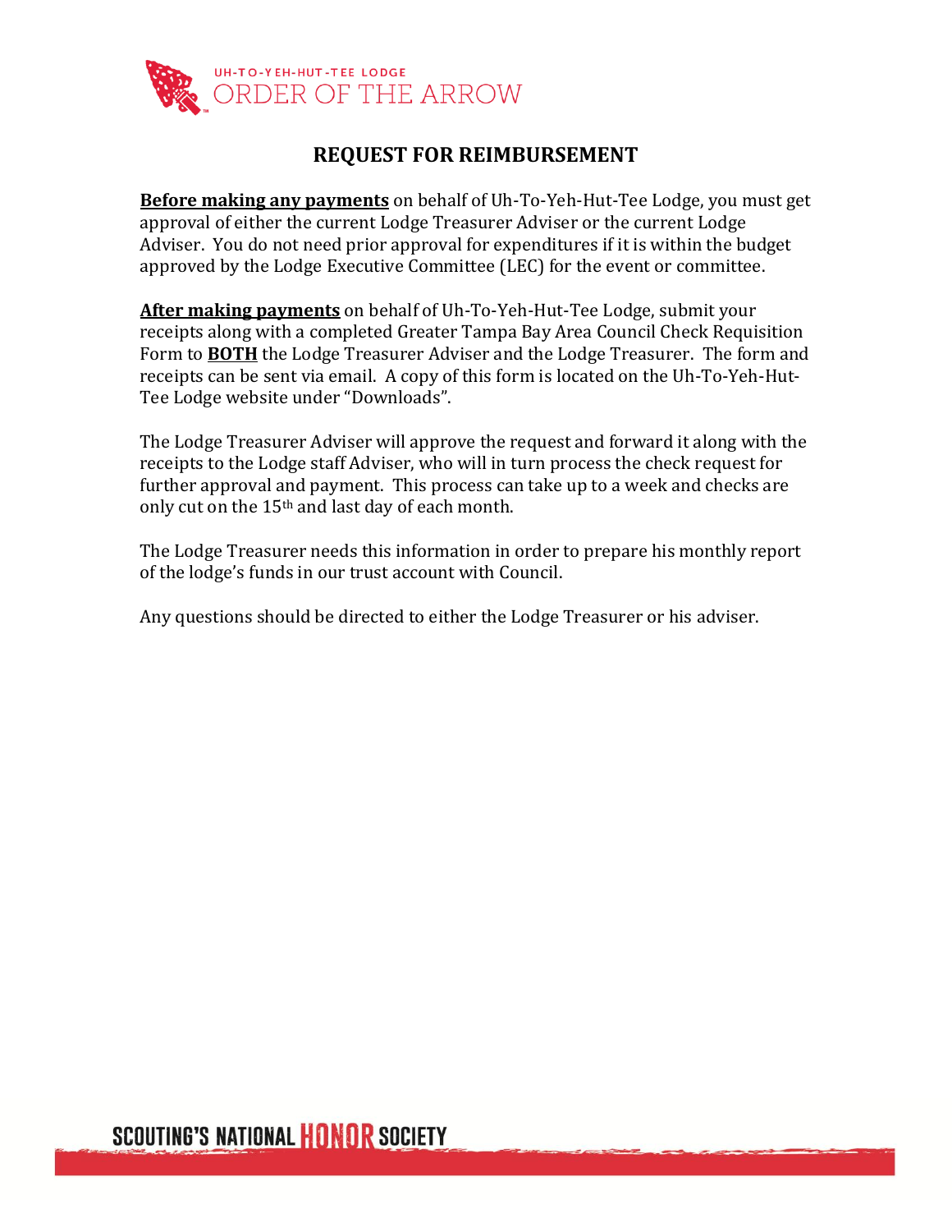UH-TO-YEH-HUT-TEE LODGE
ORDER OF THE ARROW

# REQUEST FOR REIMBURSEMENT

**<u>Before making any payments</u>** on behalf of Uh-To-Yeh-Hut-Tee Lodge, you must get approval of either the current Lodge Treasurer Adviser or the current Lodge Adviser. You do not need prior approval for expenditures if it is within the budget approved by the Lodge Executive Committee (LEC) for the event or committee.

**<u>After making payments</u>** on behalf of Uh-To-Yeh-Hut-Tee Lodge, submit your receipts along with a completed Greater Tampa Bay Area Council Check Requisition Form to **<u>BOTH</u>** the Lodge Treasurer Adviser and the Lodge Treasurer. The form and receipts can be sent via email. A copy of this form is located on the Uh-To-Yeh-Hut-Tee Lodge website under "Downloads".

The Lodge Treasurer Adviser will approve the request and forward it along with the receipts to the Lodge staff Adviser, who will in turn process the check request for further approval and payment. This process can take up to a week and checks are only cut on the 15th and last day of each month.

The Lodge Treasurer needs this information in order to prepare his monthly report of the lodge's funds in our trust account with Council.

Any questions should be directed to either the Lodge Treasurer or his adviser.

SCOUTING'S NATIONAL HONOR SOCIETY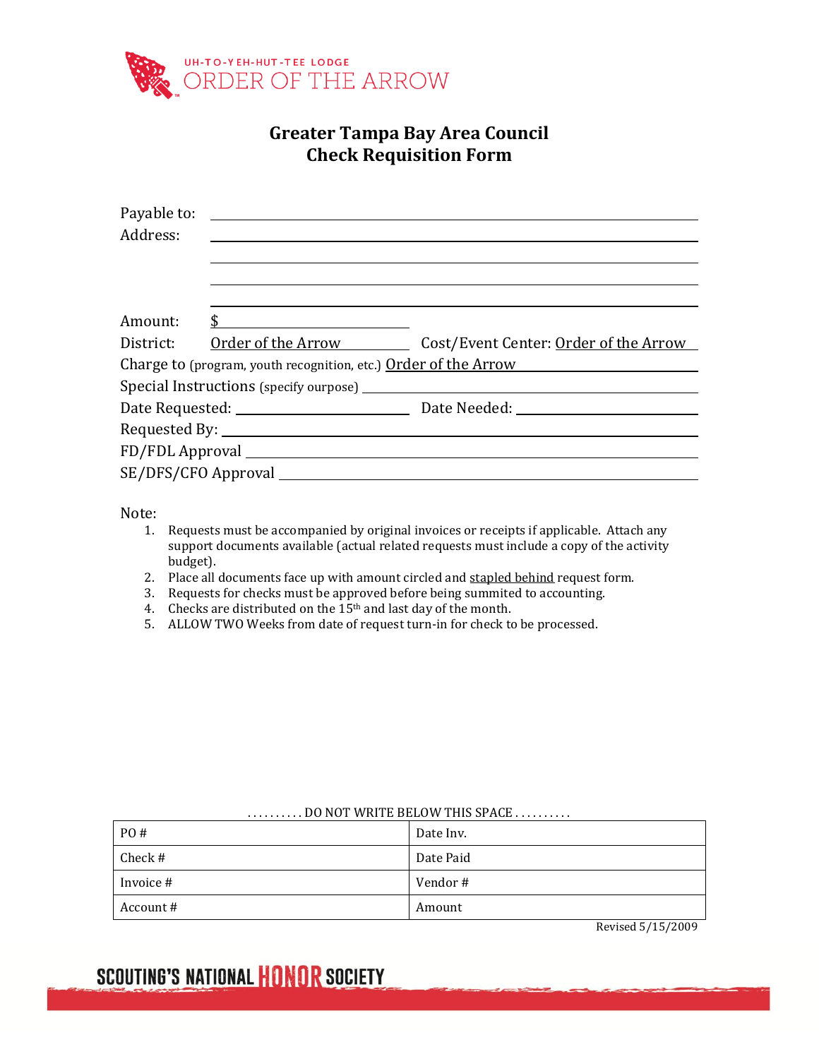UH-TO-YEH-HUT-TEE LODGE
ORDER OF THE ARROW

# Greater Tampa Bay Area Council
# Check Requisition Form

Payable to: ______________________________

Address: ______________________________

______________________________

______________________________

______________________________

Amount: $ ____________

District: Order of the Arrow  Cost/Event Center: Order of the Arrow

Charge to (program, youth recognition, etc.) Order of the Arrow

Special Instructions (specify ourpose) ______________________________

Date Requested: ____________ Date Needed: ____________

Requested By: ______________________________

FD/FDL Approval ______________________________

SE/DFS/CFO Approval ______________________________

Note:

1. Requests must be accompanied by original invoices or receipts if applicable. Attach any support documents available (actual related requests must include a copy of the activity budget).
2. Place all documents face up with amount circled and stapled behind request form.
3. Requests for checks must be approved before being summited to accounting.
4. Checks are distributed on the 15th and last day of the month.
5. ALLOW TWO Weeks from date of request turn-in for check to be processed.

.......... DO NOT WRITE BELOW THIS SPACE ..........

| | |
|---|---|
| PO # | Date Inv. |
| Check # | Date Paid |
| Invoice # | Vendor # |
| Account # | Amount |

Revised 5/15/2009

SCOUTING'S NATIONAL HONOR SOCIETY